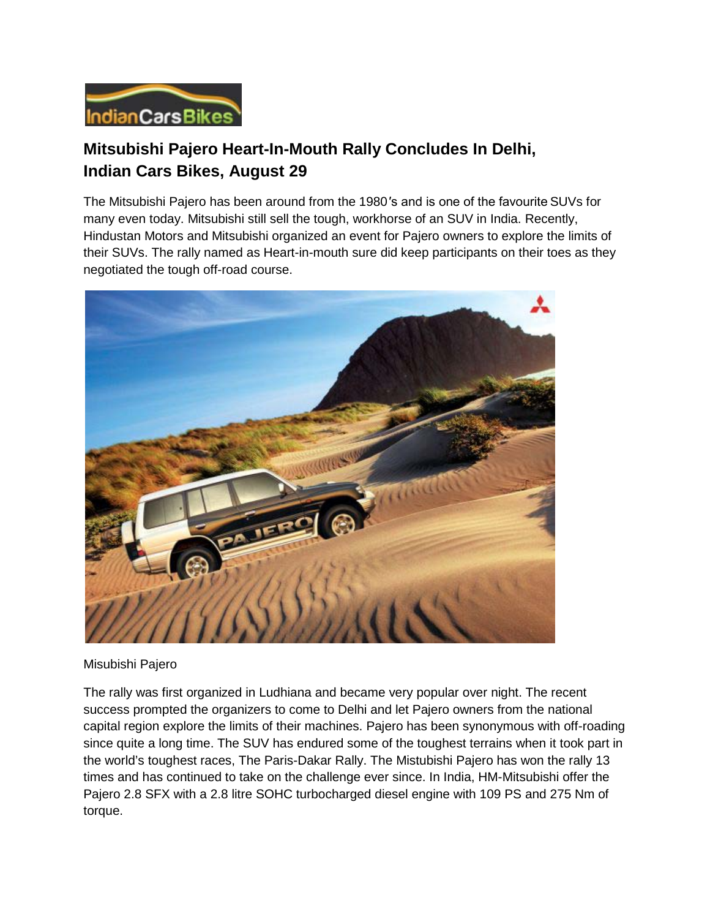# Mitsubishi Pajero Heart-In-Mouth Rally Concludes In Delhi, Indian Cars Bikes, August 29

The Mitsubishi Pajero has been around from the 1980′s and is one of the favourite SUVs for many even today. Mitsubishi still sell the tough, workhorse of an SUV in India. Recently, Hindustan Motors and Mitsubishi organized an event for Pajero owners to explore the limits of their SUVs. The rally named as Heart-in-mouth sure did keep participants on their toes as they negotiated the tough off-road course.

Misubishi Pajero

The rally was first organized in Ludhiana and became very popular over night. The recent success prompted the organizers to come to Delhi and let Pajero owners from the national capital region explore the limits of their machines. Pajero has been synonymous with off-roading since quite a long time. The SUV has endured some of the toughest terrains when it took part in the world's toughest races, The Paris-Dakar Rally. The Mistubishi Pajero has won the rally 13 times and has continued to take on the challenge ever since. In India, HM-Mitsubishi offer the Pajero 2.8 SFX with a 2.8 litre SOHC turbocharged diesel engine with 109 PS and 275 Nm of torque.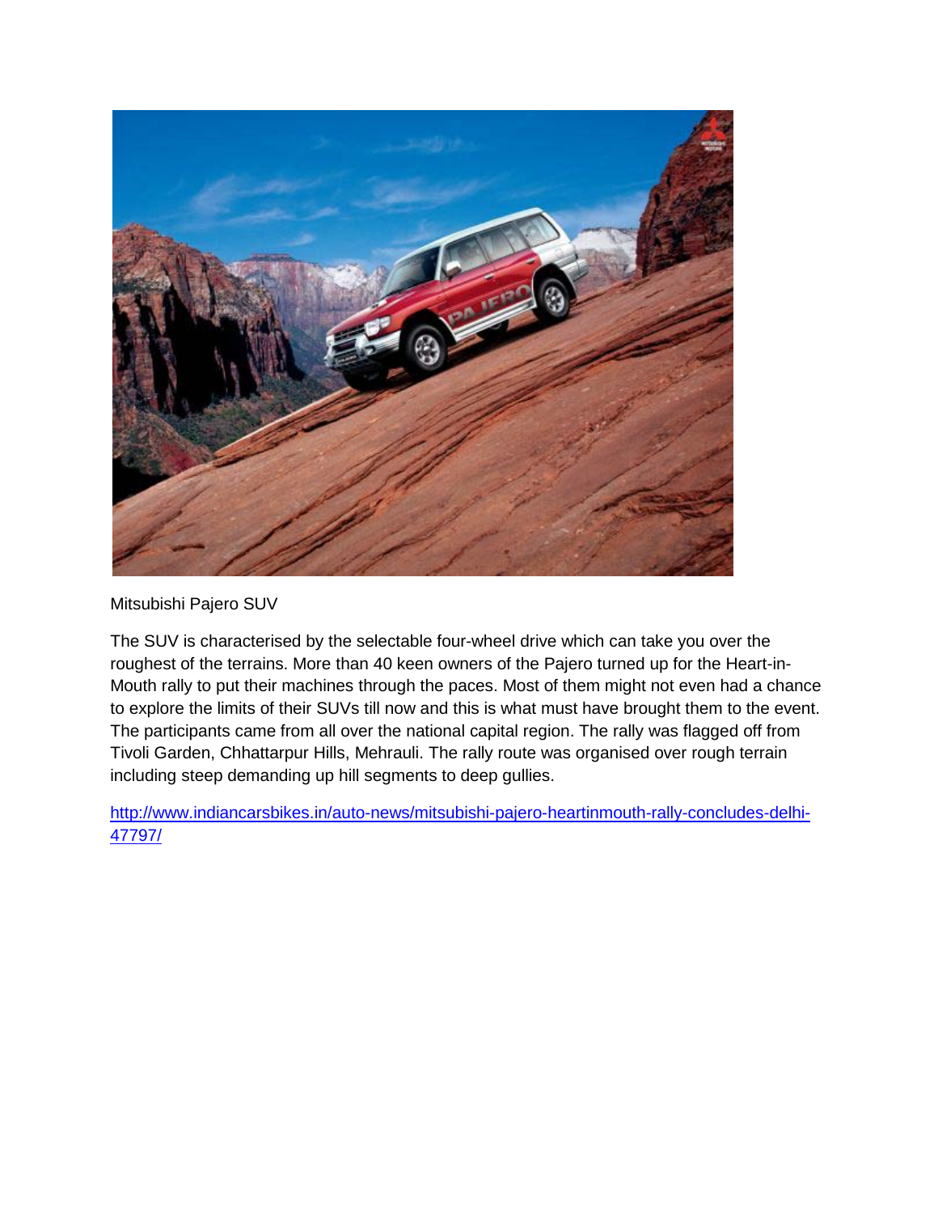Mitsubishi Pajero SUV

The SUV is characterised by the selectable four-wheel drive which can take you over the roughest of the terrains. More than 40 keen owners of the Pajero turned up for the Heart-in-Mouth rally to put their machines through the paces. Most of them might not even had a chance to explore the limits of their SUVs till now and this is what must have brought them to the event. The participants came from all over the national capital region. The rally was flagged off from Tivoli Garden, Chhattarpur Hills, Mehrauli. The rally route was organised over rough terrain including steep demanding up hill segments to deep gullies.

http://www.indiancarsbikes.in/auto-news/mitsubishi-pajero-heartinmouth-rally-concludes-delhi-47797/